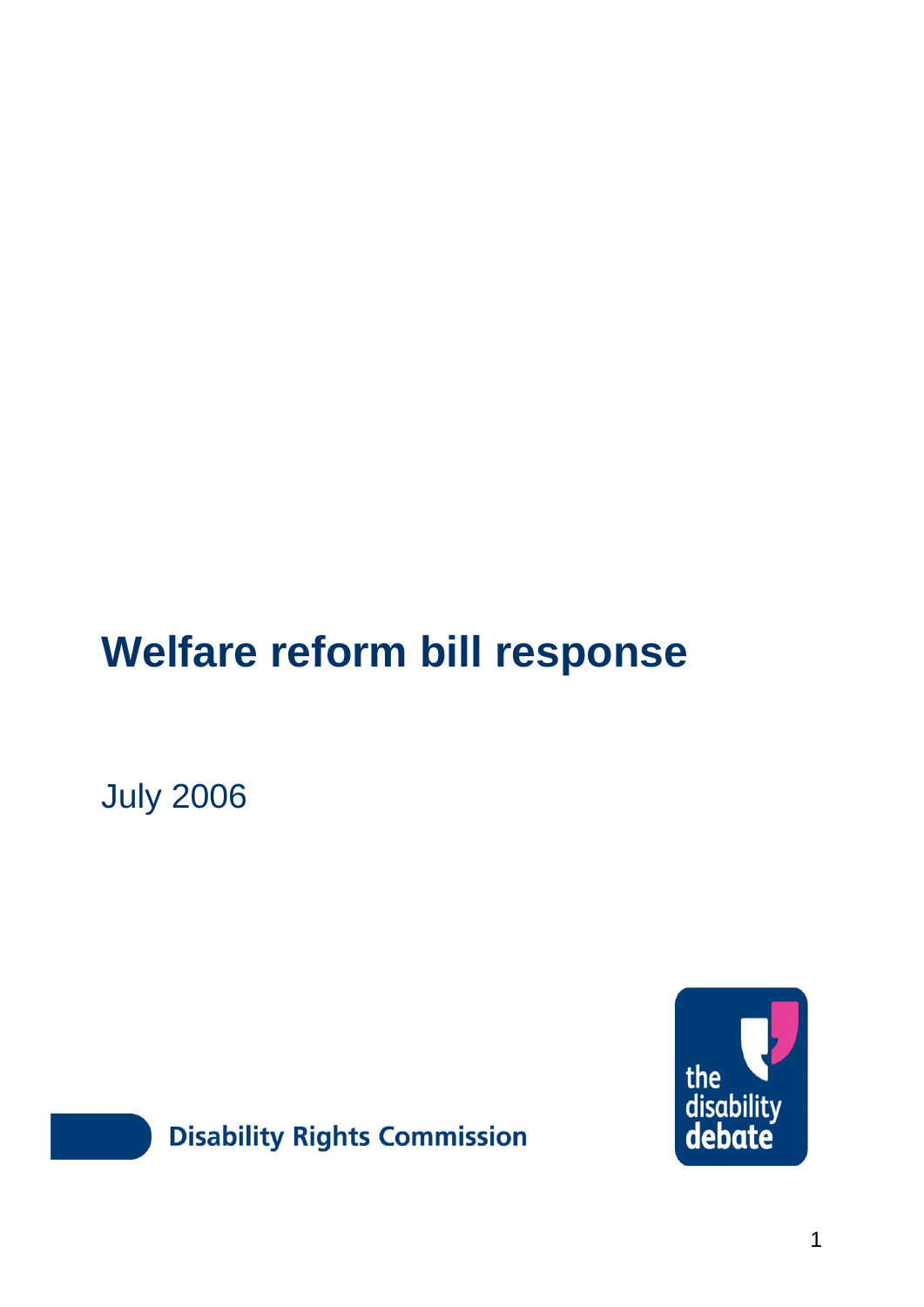# Welfare reform bill response

July 2006

Disability Rights Commission

the disability debate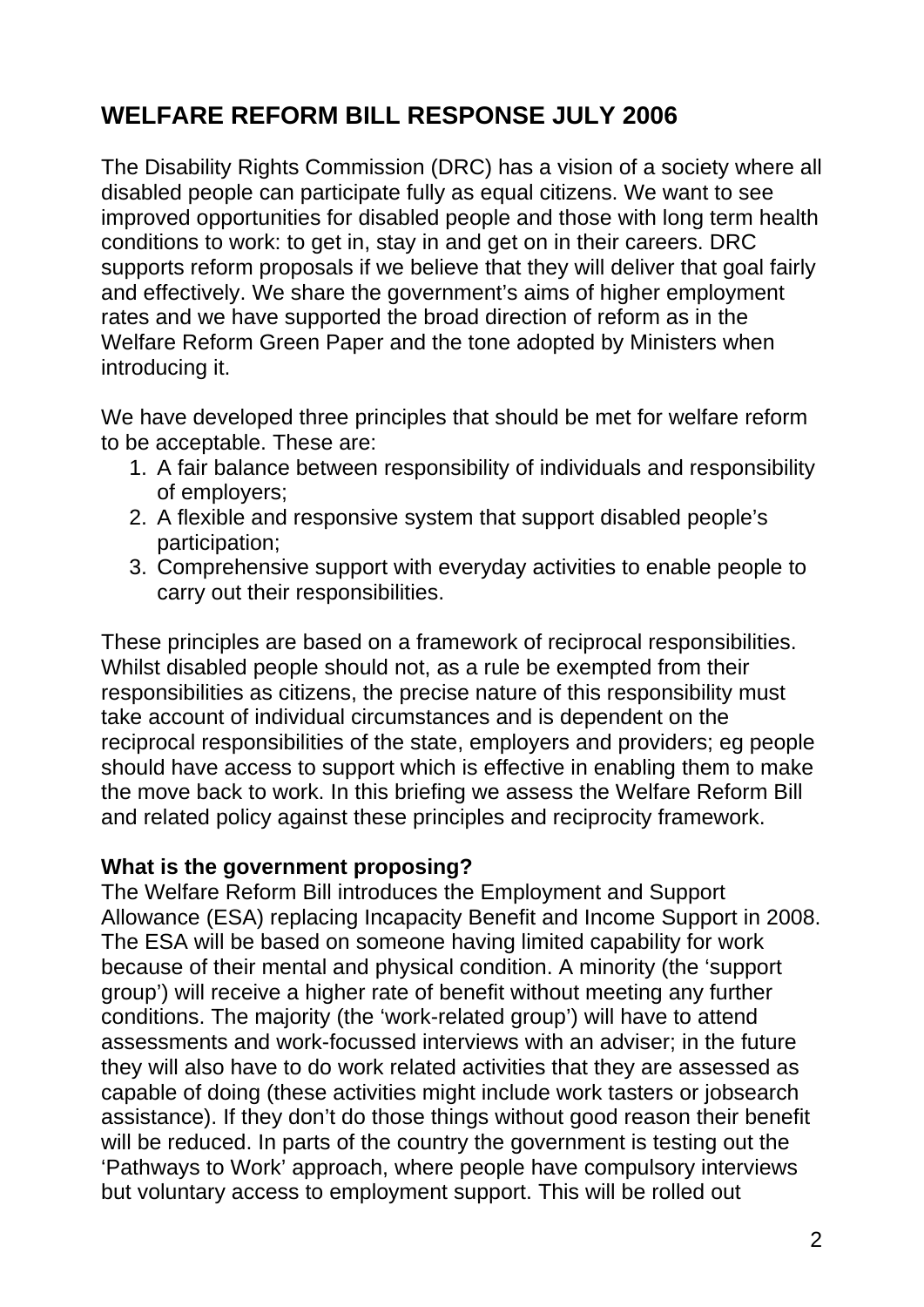## WELFARE REFORM BILL RESPONSE JULY 2006

The Disability Rights Commission (DRC) has a vision of a society where all disabled people can participate fully as equal citizens. We want to see improved opportunities for disabled people and those with long term health conditions to work: to get in, stay in and get on in their careers. DRC supports reform proposals if we believe that they will deliver that goal fairly and effectively. We share the government's aims of higher employment rates and we have supported the broad direction of reform as in the Welfare Reform Green Paper and the tone adopted by Ministers when introducing it.

We have developed three principles that should be met for welfare reform to be acceptable. These are:

1. A fair balance between responsibility of individuals and responsibility of employers;
2. A flexible and responsive system that support disabled people's participation;
3. Comprehensive support with everyday activities to enable people to carry out their responsibilities.

These principles are based on a framework of reciprocal responsibilities. Whilst disabled people should not, as a rule be exempted from their responsibilities as citizens, the precise nature of this responsibility must take account of individual circumstances and is dependent on the reciprocal responsibilities of the state, employers and providers; eg people should have access to support which is effective in enabling them to make the move back to work. In this briefing we assess the Welfare Reform Bill and related policy against these principles and reciprocity framework.

**What is the government proposing?**

The Welfare Reform Bill introduces the Employment and Support Allowance (ESA) replacing Incapacity Benefit and Income Support in 2008. The ESA will be based on someone having limited capability for work because of their mental and physical condition. A minority (the 'support group') will receive a higher rate of benefit without meeting any further conditions. The majority (the 'work-related group') will have to attend assessments and work-focussed interviews with an adviser; in the future they will also have to do work related activities that they are assessed as capable of doing (these activities might include work tasters or jobsearch assistance). If they don't do those things without good reason their benefit will be reduced. In parts of the country the government is testing out the 'Pathways to Work' approach, where people have compulsory interviews but voluntary access to employment support. This will be rolled out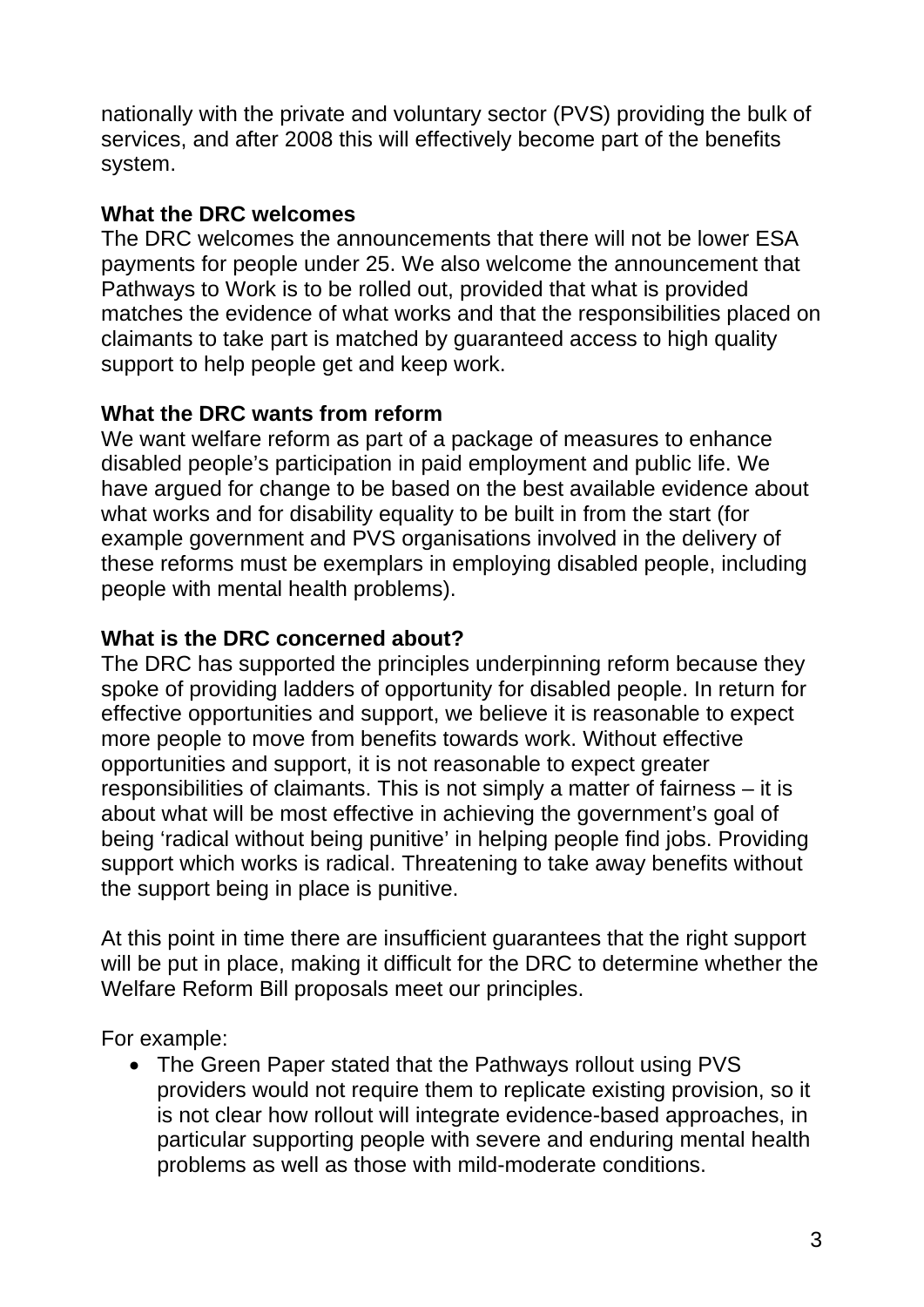nationally with the private and voluntary sector (PVS) providing the bulk of services, and after 2008 this will effectively become part of the benefits system.

**What the DRC welcomes**

The DRC welcomes the announcements that there will not be lower ESA payments for people under 25. We also welcome the announcement that Pathways to Work is to be rolled out, provided that what is provided matches the evidence of what works and that the responsibilities placed on claimants to take part is matched by guaranteed access to high quality support to help people get and keep work.

**What the DRC wants from reform**

We want welfare reform as part of a package of measures to enhance disabled people's participation in paid employment and public life. We have argued for change to be based on the best available evidence about what works and for disability equality to be built in from the start (for example government and PVS organisations involved in the delivery of these reforms must be exemplars in employing disabled people, including people with mental health problems).

**What is the DRC concerned about?**

The DRC has supported the principles underpinning reform because they spoke of providing ladders of opportunity for disabled people. In return for effective opportunities and support, we believe it is reasonable to expect more people to move from benefits towards work. Without effective opportunities and support, it is not reasonable to expect greater responsibilities of claimants. This is not simply a matter of fairness – it is about what will be most effective in achieving the government's goal of being 'radical without being punitive' in helping people find jobs. Providing support which works is radical. Threatening to take away benefits without the support being in place is punitive.

At this point in time there are insufficient guarantees that the right support will be put in place, making it difficult for the DRC to determine whether the Welfare Reform Bill proposals meet our principles.

For example:

- The Green Paper stated that the Pathways rollout using PVS providers would not require them to replicate existing provision, so it is not clear how rollout will integrate evidence-based approaches, in particular supporting people with severe and enduring mental health problems as well as those with mild-moderate conditions.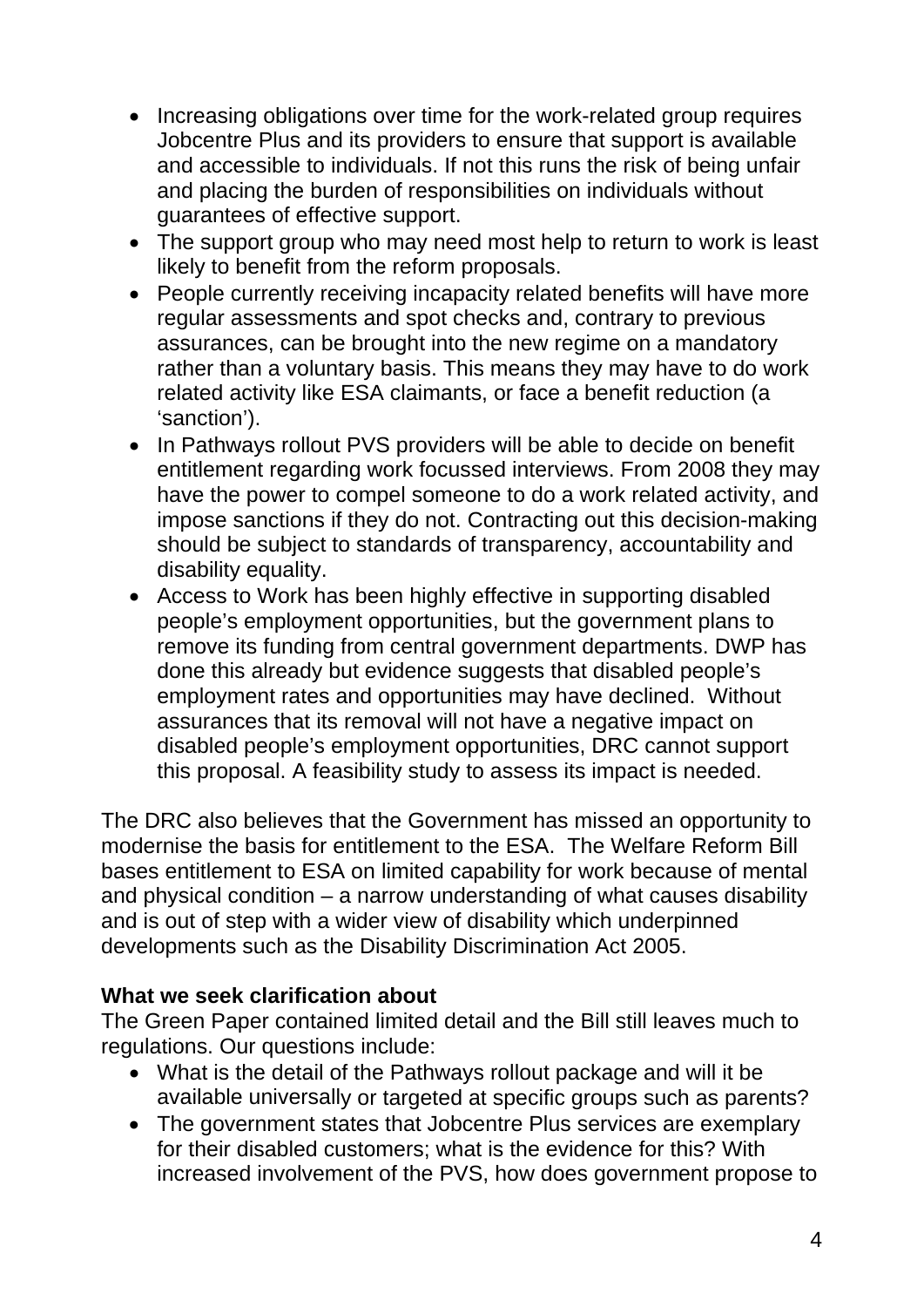- Increasing obligations over time for the work-related group requires Jobcentre Plus and its providers to ensure that support is available and accessible to individuals. If not this runs the risk of being unfair and placing the burden of responsibilities on individuals without guarantees of effective support.
- The support group who may need most help to return to work is least likely to benefit from the reform proposals.
- People currently receiving incapacity related benefits will have more regular assessments and spot checks and, contrary to previous assurances, can be brought into the new regime on a mandatory rather than a voluntary basis. This means they may have to do work related activity like ESA claimants, or face a benefit reduction (a 'sanction').
- In Pathways rollout PVS providers will be able to decide on benefit entitlement regarding work focussed interviews. From 2008 they may have the power to compel someone to do a work related activity, and impose sanctions if they do not. Contracting out this decision-making should be subject to standards of transparency, accountability and disability equality.
- Access to Work has been highly effective in supporting disabled people's employment opportunities, but the government plans to remove its funding from central government departments. DWP has done this already but evidence suggests that disabled people's employment rates and opportunities may have declined. Without assurances that its removal will not have a negative impact on disabled people's employment opportunities, DRC cannot support this proposal. A feasibility study to assess its impact is needed.

The DRC also believes that the Government has missed an opportunity to modernise the basis for entitlement to the ESA. The Welfare Reform Bill bases entitlement to ESA on limited capability for work because of mental and physical condition – a narrow understanding of what causes disability and is out of step with a wider view of disability which underpinned developments such as the Disability Discrimination Act 2005.

**What we seek clarification about**

The Green Paper contained limited detail and the Bill still leaves much to regulations. Our questions include:

- What is the detail of the Pathways rollout package and will it be available universally or targeted at specific groups such as parents?
- The government states that Jobcentre Plus services are exemplary for their disabled customers; what is the evidence for this? With increased involvement of the PVS, how does government propose to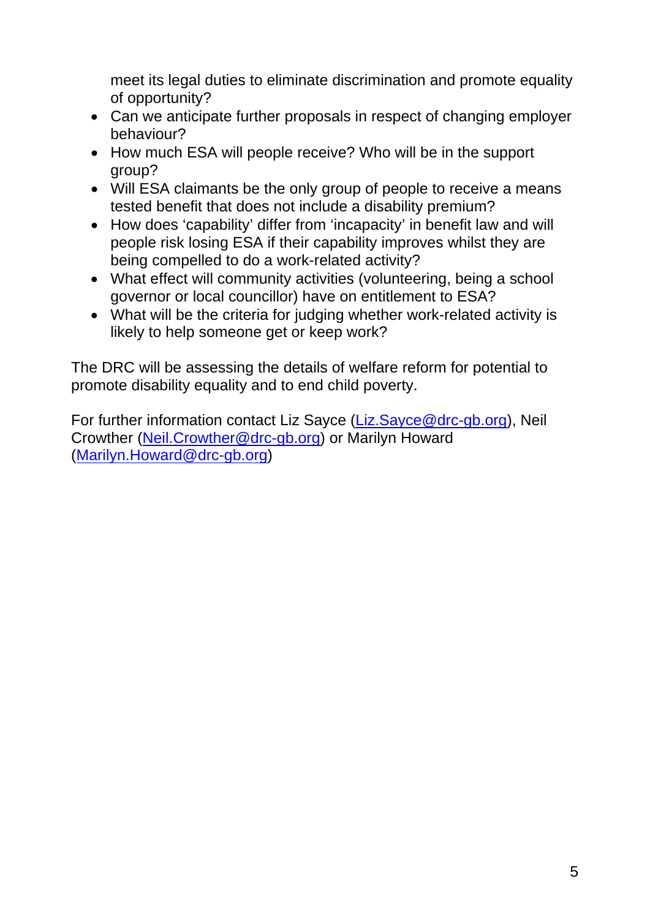meet its legal duties to eliminate discrimination and promote equality of opportunity?

- Can we anticipate further proposals in respect of changing employer behaviour?
- How much ESA will people receive? Who will be in the support group?
- Will ESA claimants be the only group of people to receive a means tested benefit that does not include a disability premium?
- How does 'capability' differ from 'incapacity' in benefit law and will people risk losing ESA if their capability improves whilst they are being compelled to do a work-related activity?
- What effect will community activities (volunteering, being a school governor or local councillor) have on entitlement to ESA?
- What will be the criteria for judging whether work-related activity is likely to help someone get or keep work?

The DRC will be assessing the details of welfare reform for potential to promote disability equality and to end child poverty.

For further information contact Liz Sayce (Liz.Sayce@drc-gb.org), Neil Crowther (Neil.Crowther@drc-gb.org) or Marilyn Howard (Marilyn.Howard@drc-gb.org)